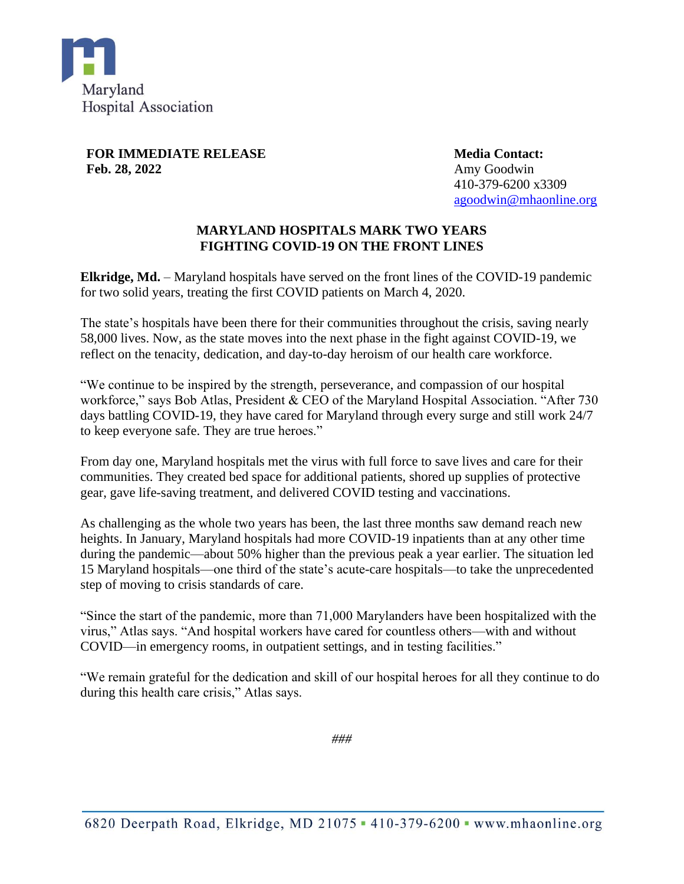Maryland Hospital Association

**FOR IMMEDIATE RELEASE**
**Feb. 28, 2022**

**Media Contact:**
Amy Goodwin
410-379-6200 x3309
agoodwin@mhaonline.org

## MARYLAND HOSPITALS MARK TWO YEARS FIGHTING COVID-19 ON THE FRONT LINES

**Elkridge, Md.** – Maryland hospitals have served on the front lines of the COVID-19 pandemic for two solid years, treating the first COVID patients on March 4, 2020.

The state's hospitals have been there for their communities throughout the crisis, saving nearly 58,000 lives. Now, as the state moves into the next phase in the fight against COVID-19, we reflect on the tenacity, dedication, and day-to-day heroism of our health care workforce.

"We continue to be inspired by the strength, perseverance, and compassion of our hospital workforce," says Bob Atlas, President & CEO of the Maryland Hospital Association. "After 730 days battling COVID-19, they have cared for Maryland through every surge and still work 24/7 to keep everyone safe. They are true heroes."

From day one, Maryland hospitals met the virus with full force to save lives and care for their communities. They created bed space for additional patients, shored up supplies of protective gear, gave life-saving treatment, and delivered COVID testing and vaccinations.

As challenging as the whole two years has been, the last three months saw demand reach new heights. In January, Maryland hospitals had more COVID-19 inpatients than at any other time during the pandemic—about 50% higher than the previous peak a year earlier. The situation led 15 Maryland hospitals—one third of the state's acute-care hospitals—to take the unprecedented step of moving to crisis standards of care.

"Since the start of the pandemic, more than 71,000 Marylanders have been hospitalized with the virus," Atlas says. "And hospital workers have cared for countless others—with and without COVID—in emergency rooms, in outpatient settings, and in testing facilities."

"We remain grateful for the dedication and skill of our hospital heroes for all they continue to do during this health care crisis," Atlas says.

###

6820 Deerpath Road, Elkridge, MD 21075 ▪ 410-379-6200 ▪ www.mhaonline.org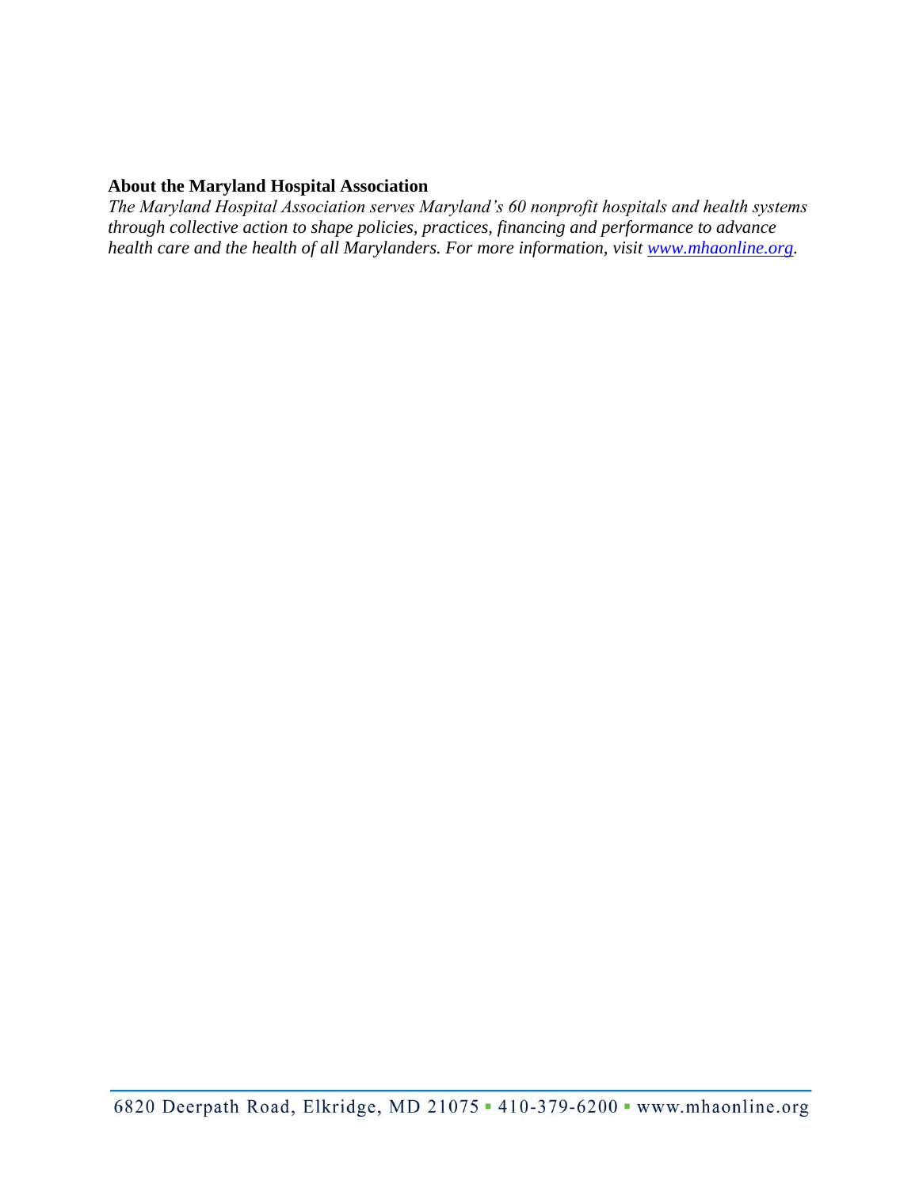**About the Maryland Hospital Association**

*The Maryland Hospital Association serves Maryland's 60 nonprofit hospitals and health systems through collective action to shape policies, practices, financing and performance to advance health care and the health of all Marylanders. For more information, visit [www.mhaonline.org](http://www.mhaonline.org).*

6820 Deerpath Road, Elkridge, MD 21075 ▪ 410-379-6200 ▪ www.mhaonline.org